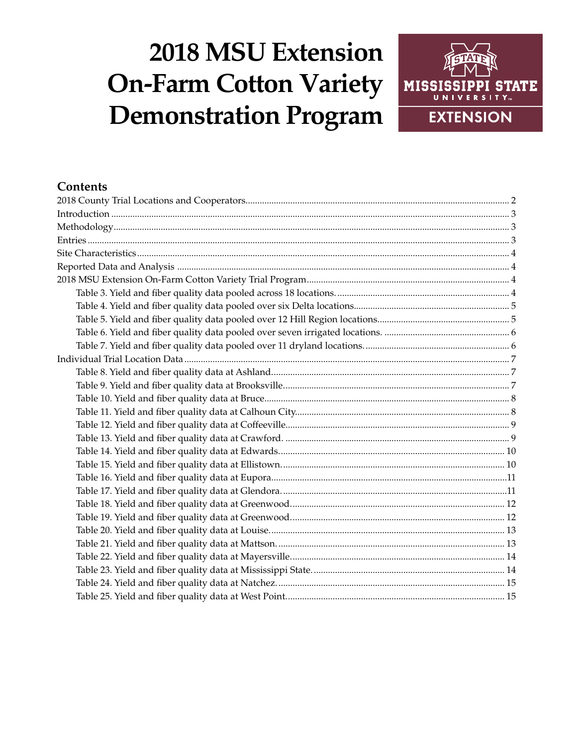# 2018 MSU Extension On-Farm Cotton Variety Demonstration Program

MISSISSIPPI STATE UNIVERSITY
EXTENSION

## Contents

- 2018 County Trial Locations and Cooperators ..... 2
- Introduction ..... 3
- Methodology ..... 3
- Entries ..... 3
- Site Characteristics ..... 4
- Reported Data and Analysis ..... 4
- 2018 MSU Extension On-Farm Cotton Variety Trial Program ..... 4
  - Table 3. Yield and fiber quality data pooled across 18 locations. ..... 4
  - Table 4. Yield and fiber quality data pooled over six Delta locations ..... 5
  - Table 5. Yield and fiber quality data pooled over 12 Hill Region locations ..... 5
  - Table 6. Yield and fiber quality data pooled over seven irrigated locations. ..... 6
  - Table 7. Yield and fiber quality data pooled over 11 dryland locations. ..... 6
- Individual Trial Location Data ..... 7
  - Table 8. Yield and fiber quality data at Ashland ..... 7
  - Table 9. Yield and fiber quality data at Brooksville ..... 7
  - Table 10. Yield and fiber quality data at Bruce ..... 8
  - Table 11. Yield and fiber quality data at Calhoun City ..... 8
  - Table 12. Yield and fiber quality data at Coffeeville ..... 9
  - Table 13. Yield and fiber quality data at Crawford. ..... 9
  - Table 14. Yield and fiber quality data at Edwards. ..... 10
  - Table 15. Yield and fiber quality data at Ellistown. ..... 10
  - Table 16. Yield and fiber quality data at Eupora ..... 11
  - Table 17. Yield and fiber quality data at Glendora. ..... 11
  - Table 18. Yield and fiber quality data at Greenwood ..... 12
  - Table 19. Yield and fiber quality data at Greenwood ..... 12
  - Table 20. Yield and fiber quality data at Louise. ..... 13
  - Table 21. Yield and fiber quality data at Mattson. ..... 13
  - Table 22. Yield and fiber quality data at Mayersville ..... 14
  - Table 23. Yield and fiber quality data at Mississippi State. ..... 14
  - Table 24. Yield and fiber quality data at Natchez. ..... 15
  - Table 25. Yield and fiber quality data at West Point. ..... 15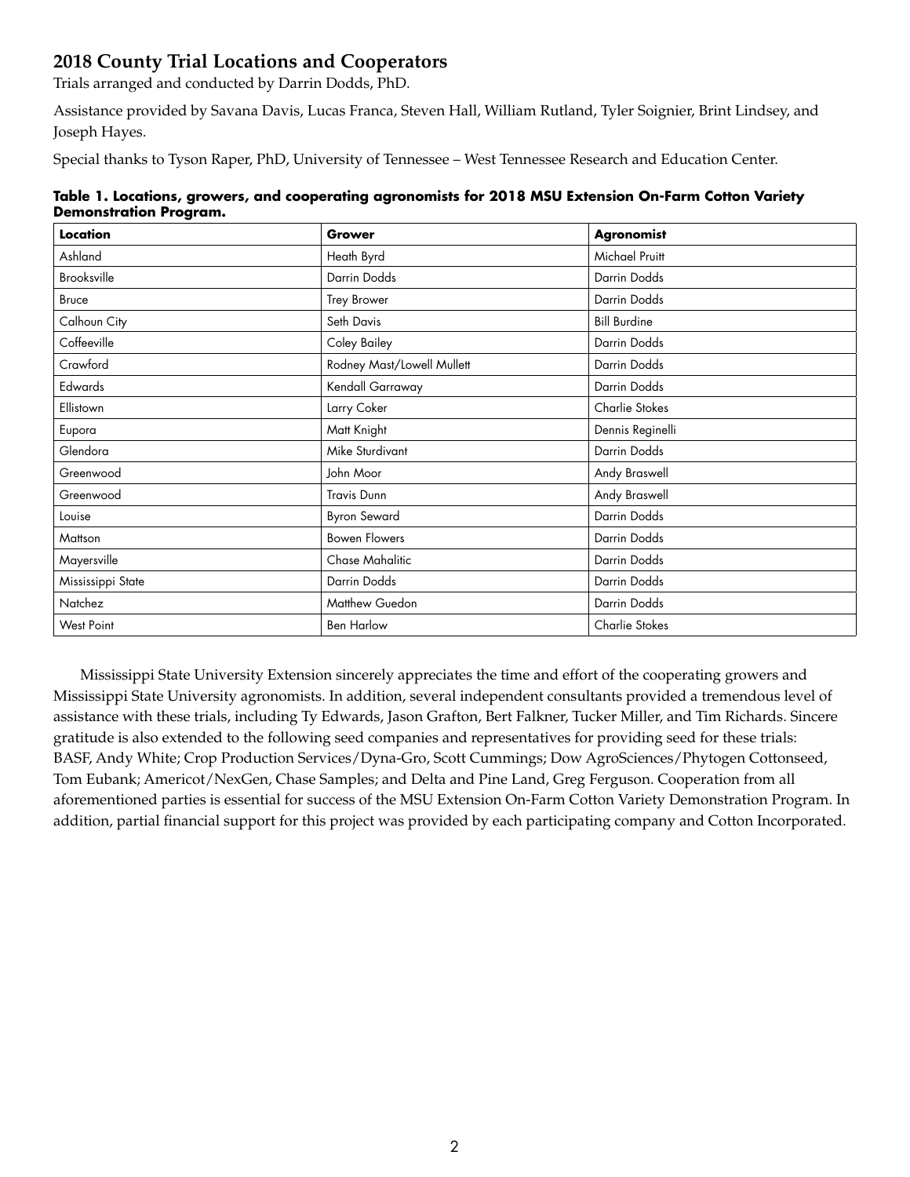## 2018 County Trial Locations and Cooperators

Trials arranged and conducted by Darrin Dodds, PhD.

Assistance provided by Savana Davis, Lucas Franca, Steven Hall, William Rutland, Tyler Soignier, Brint Lindsey, and Joseph Hayes.

Special thanks to Tyson Raper, PhD, University of Tennessee – West Tennessee Research and Education Center.

**Table 1. Locations, growers, and cooperating agronomists for 2018 MSU Extension On-Farm Cotton Variety Demonstration Program.**

| Location | Grower | Agronomist |
|---|---|---|
| Ashland | Heath Byrd | Michael Pruitt |
| Brooksville | Darrin Dodds | Darrin Dodds |
| Bruce | Trey Brower | Darrin Dodds |
| Calhoun City | Seth Davis | Bill Burdine |
| Coffeeville | Coley Bailey | Darrin Dodds |
| Crawford | Rodney Mast/Lowell Mullett | Darrin Dodds |
| Edwards | Kendall Garraway | Darrin Dodds |
| Ellistown | Larry Coker | Charlie Stokes |
| Eupora | Matt Knight | Dennis Reginelli |
| Glendora | Mike Sturdivant | Darrin Dodds |
| Greenwood | John Moor | Andy Braswell |
| Greenwood | Travis Dunn | Andy Braswell |
| Louise | Byron Seward | Darrin Dodds |
| Mattson | Bowen Flowers | Darrin Dodds |
| Mayersville | Chase Mahalitic | Darrin Dodds |
| Mississippi State | Darrin Dodds | Darrin Dodds |
| Natchez | Matthew Guedon | Darrin Dodds |
| West Point | Ben Harlow | Charlie Stokes |

Mississippi State University Extension sincerely appreciates the time and effort of the cooperating growers and Mississippi State University agronomists. In addition, several independent consultants provided a tremendous level of assistance with these trials, including Ty Edwards, Jason Grafton, Bert Falkner, Tucker Miller, and Tim Richards. Sincere gratitude is also extended to the following seed companies and representatives for providing seed for these trials: BASF, Andy White; Crop Production Services/Dyna-Gro, Scott Cummings; Dow AgroSciences/Phytogen Cottonseed, Tom Eubank; Americot/NexGen, Chase Samples; and Delta and Pine Land, Greg Ferguson. Cooperation from all aforementioned parties is essential for success of the MSU Extension On-Farm Cotton Variety Demonstration Program. In addition, partial financial support for this project was provided by each participating company and Cotton Incorporated.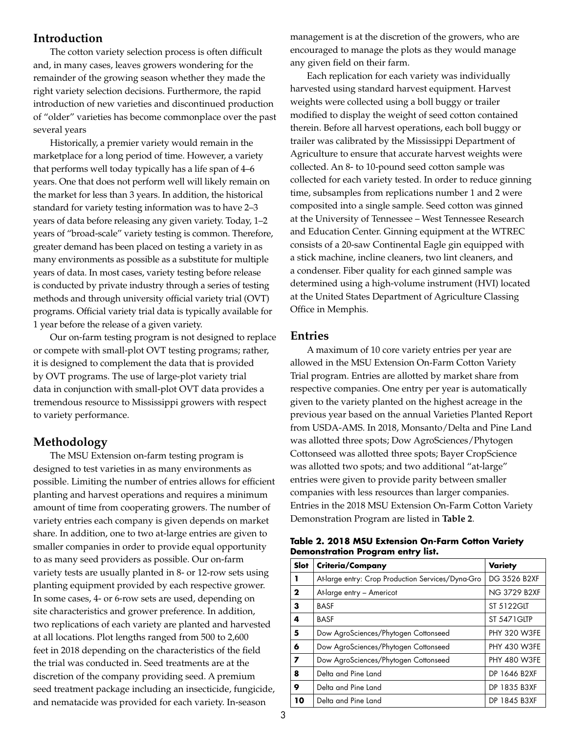## Introduction

The cotton variety selection process is often difficult and, in many cases, leaves growers wondering for the remainder of the growing season whether they made the right variety selection decisions. Furthermore, the rapid introduction of new varieties and discontinued production of "older" varieties has become commonplace over the past several years

Historically, a premier variety would remain in the marketplace for a long period of time. However, a variety that performs well today typically has a life span of 4–6 years. One that does not perform well will likely remain on the market for less than 3 years. In addition, the historical standard for variety testing information was to have 2–3 years of data before releasing any given variety. Today, 1–2 years of "broad-scale" variety testing is common. Therefore, greater demand has been placed on testing a variety in as many environments as possible as a substitute for multiple years of data. In most cases, variety testing before release is conducted by private industry through a series of testing methods and through university official variety trial (OVT) programs. Official variety trial data is typically available for 1 year before the release of a given variety.

Our on-farm testing program is not designed to replace or compete with small-plot OVT testing programs; rather, it is designed to complement the data that is provided by OVT programs. The use of large-plot variety trial data in conjunction with small-plot OVT data provides a tremendous resource to Mississippi growers with respect to variety performance.

## Methodology

The MSU Extension on-farm testing program is designed to test varieties in as many environments as possible. Limiting the number of entries allows for efficient planting and harvest operations and requires a minimum amount of time from cooperating growers. The number of variety entries each company is given depends on market share. In addition, one to two at-large entries are given to smaller companies in order to provide equal opportunity to as many seed providers as possible. Our on-farm variety tests are usually planted in 8- or 12-row sets using planting equipment provided by each respective grower. In some cases, 4- or 6-row sets are used, depending on site characteristics and grower preference. In addition, two replications of each variety are planted and harvested at all locations. Plot lengths ranged from 500 to 2,600 feet in 2018 depending on the characteristics of the field the trial was conducted in. Seed treatments are at the discretion of the company providing seed. A premium seed treatment package including an insecticide, fungicide, and nematacide was provided for each variety. In-season management is at the discretion of the growers, who are encouraged to manage the plots as they would manage any given field on their farm.

Each replication for each variety was individually harvested using standard harvest equipment. Harvest weights were collected using a boll buggy or trailer modified to display the weight of seed cotton contained therein. Before all harvest operations, each boll buggy or trailer was calibrated by the Mississippi Department of Agriculture to ensure that accurate harvest weights were collected. An 8- to 10-pound seed cotton sample was collected for each variety tested. In order to reduce ginning time, subsamples from replications number 1 and 2 were composited into a single sample. Seed cotton was ginned at the University of Tennessee – West Tennessee Research and Education Center. Ginning equipment at the WTREC consists of a 20-saw Continental Eagle gin equipped with a stick machine, incline cleaners, two lint cleaners, and a condenser. Fiber quality for each ginned sample was determined using a high-volume instrument (HVI) located at the United States Department of Agriculture Classing Office in Memphis.

## Entries

A maximum of 10 core variety entries per year are allowed in the MSU Extension On-Farm Cotton Variety Trial program. Entries are allotted by market share from respective companies. One entry per year is automatically given to the variety planted on the highest acreage in the previous year based on the annual Varieties Planted Report from USDA-AMS. In 2018, Monsanto/Delta and Pine Land was allotted three spots; Dow AgroSciences/Phytogen Cottonseed was allotted three spots; Bayer CropScience was allotted two spots; and two additional "at-large" entries were given to provide parity between smaller companies with less resources than larger companies. Entries in the 2018 MSU Extension On-Farm Cotton Variety Demonstration Program are listed in **Table 2**.

**Table 2. 2018 MSU Extension On-Farm Cotton Variety Demonstration Program entry list.**

| Slot | Criteria/Company | Variety |
|---|---|---|
| 1 | At-large entry: Crop Production Services/Dyna-Gro | DG 3526 B2XF |
| 2 | At-large entry – Americot | NG 3729 B2XF |
| 3 | BASF | ST 5122GLT |
| 4 | BASF | ST 5471GLTP |
| 5 | Dow AgroSciences/Phytogen Cottonseed | PHY 320 W3FE |
| 6 | Dow AgroSciences/Phytogen Cottonseed | PHY 430 W3FE |
| 7 | Dow AgroSciences/Phytogen Cottonseed | PHY 480 W3FE |
| 8 | Delta and Pine Land | DP 1646 B2XF |
| 9 | Delta and Pine Land | DP 1835 B3XF |
| 10 | Delta and Pine Land | DP 1845 B3XF |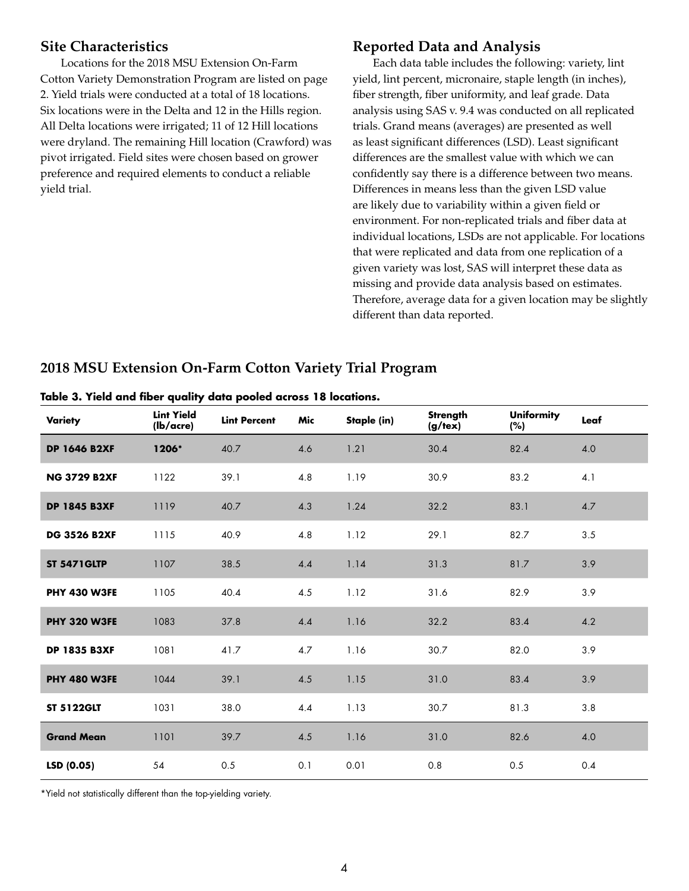## Site Characteristics

Locations for the 2018 MSU Extension On-Farm Cotton Variety Demonstration Program are listed on page 2. Yield trials were conducted at a total of 18 locations. Six locations were in the Delta and 12 in the Hills region. All Delta locations were irrigated; 11 of 12 Hill locations were dryland. The remaining Hill location (Crawford) was pivot irrigated. Field sites were chosen based on grower preference and required elements to conduct a reliable yield trial.

## Reported Data and Analysis

Each data table includes the following: variety, lint yield, lint percent, micronaire, staple length (in inches), fiber strength, fiber uniformity, and leaf grade. Data analysis using SAS v. 9.4 was conducted on all replicated trials. Grand means (averages) are presented as well as least significant differences (LSD). Least significant differences are the smallest value with which we can confidently say there is a difference between two means. Differences in means less than the given LSD value are likely due to variability within a given field or environment. For non-replicated trials and fiber data at individual locations, LSDs are not applicable. For locations that were replicated and data from one replication of a given variety was lost, SAS will interpret these data as missing and provide data analysis based on estimates. Therefore, average data for a given location may be slightly different than data reported.

## 2018 MSU Extension On-Farm Cotton Variety Trial Program

**Table 3. Yield and fiber quality data pooled across 18 locations.**

| Variety | Lint Yield (lb/acre) | Lint Percent | Mic | Staple (in) | Strength (g/tex) | Uniformity (%) | Leaf |
|---|---|---|---|---|---|---|---|
| **DP 1646 B2XF** | **1206*** | 40.7 | 4.6 | 1.21 | 30.4 | 82.4 | 4.0 |
| **NG 3729 B2XF** | 1122 | 39.1 | 4.8 | 1.19 | 30.9 | 83.2 | 4.1 |
| **DP 1845 B3XF** | 1119 | 40.7 | 4.3 | 1.24 | 32.2 | 83.1 | 4.7 |
| **DG 3526 B2XF** | 1115 | 40.9 | 4.8 | 1.12 | 29.1 | 82.7 | 3.5 |
| **ST 5471GLTP** | 1107 | 38.5 | 4.4 | 1.14 | 31.3 | 81.7 | 3.9 |
| **PHY 430 W3FE** | 1105 | 40.4 | 4.5 | 1.12 | 31.6 | 82.9 | 3.9 |
| **PHY 320 W3FE** | 1083 | 37.8 | 4.4 | 1.16 | 32.2 | 83.4 | 4.2 |
| **DP 1835 B3XF** | 1081 | 41.7 | 4.7 | 1.16 | 30.7 | 82.0 | 3.9 |
| **PHY 480 W3FE** | 1044 | 39.1 | 4.5 | 1.15 | 31.0 | 83.4 | 3.9 |
| **ST 5122GLT** | 1031 | 38.0 | 4.4 | 1.13 | 30.7 | 81.3 | 3.8 |
| **Grand Mean** | 1101 | 39.7 | 4.5 | 1.16 | 31.0 | 82.6 | 4.0 |
| **LSD (0.05)** | 54 | 0.5 | 0.1 | 0.01 | 0.8 | 0.5 | 0.4 |

*Yield not statistically different than the top-yielding variety.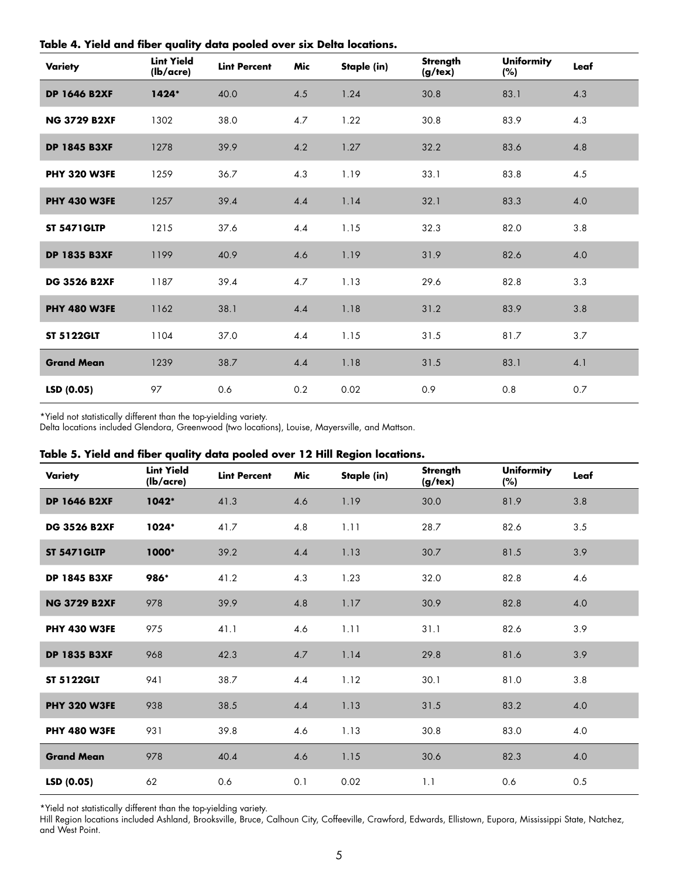**Table 4. Yield and fiber quality data pooled over six Delta locations.**

| Variety | Lint Yield (lb/acre) | Lint Percent | Mic | Staple (in) | Strength (g/tex) | Uniformity (%) | Leaf |
|---|---|---|---|---|---|---|---|
| **DP 1646 B2XF** | **1424*** | 40.0 | 4.5 | 1.24 | 30.8 | 83.1 | 4.3 |
| **NG 3729 B2XF** | 1302 | 38.0 | 4.7 | 1.22 | 30.8 | 83.9 | 4.3 |
| **DP 1845 B3XF** | 1278 | 39.9 | 4.2 | 1.27 | 32.2 | 83.6 | 4.8 |
| **PHY 320 W3FE** | 1259 | 36.7 | 4.3 | 1.19 | 33.1 | 83.8 | 4.5 |
| **PHY 430 W3FE** | 1257 | 39.4 | 4.4 | 1.14 | 32.1 | 83.3 | 4.0 |
| **ST 5471GLTP** | 1215 | 37.6 | 4.4 | 1.15 | 32.3 | 82.0 | 3.8 |
| **DP 1835 B3XF** | 1199 | 40.9 | 4.6 | 1.19 | 31.9 | 82.6 | 4.0 |
| **DG 3526 B2XF** | 1187 | 39.4 | 4.7 | 1.13 | 29.6 | 82.8 | 3.3 |
| **PHY 480 W3FE** | 1162 | 38.1 | 4.4 | 1.18 | 31.2 | 83.9 | 3.8 |
| **ST 5122GLT** | 1104 | 37.0 | 4.4 | 1.15 | 31.5 | 81.7 | 3.7 |
| **Grand Mean** | 1239 | 38.7 | 4.4 | 1.18 | 31.5 | 83.1 | 4.1 |
| **LSD (0.05)** | 97 | 0.6 | 0.2 | 0.02 | 0.9 | 0.8 | 0.7 |

*Yield not statistically different than the top-yielding variety.
Delta locations included Glendora, Greenwood (two locations), Louise, Mayersville, and Mattson.

**Table 5. Yield and fiber quality data pooled over 12 Hill Region locations.**

| Variety | Lint Yield (lb/acre) | Lint Percent | Mic | Staple (in) | Strength (g/tex) | Uniformity (%) | Leaf |
|---|---|---|---|---|---|---|---|
| **DP 1646 B2XF** | **1042*** | 41.3 | 4.6 | 1.19 | 30.0 | 81.9 | 3.8 |
| **DG 3526 B2XF** | **1024*** | 41.7 | 4.8 | 1.11 | 28.7 | 82.6 | 3.5 |
| **ST 5471GLTP** | **1000*** | 39.2 | 4.4 | 1.13 | 30.7 | 81.5 | 3.9 |
| **DP 1845 B3XF** | **986*** | 41.2 | 4.3 | 1.23 | 32.0 | 82.8 | 4.6 |
| **NG 3729 B2XF** | 978 | 39.9 | 4.8 | 1.17 | 30.9 | 82.8 | 4.0 |
| **PHY 430 W3FE** | 975 | 41.1 | 4.6 | 1.11 | 31.1 | 82.6 | 3.9 |
| **DP 1835 B3XF** | 968 | 42.3 | 4.7 | 1.14 | 29.8 | 81.6 | 3.9 |
| **ST 5122GLT** | 941 | 38.7 | 4.4 | 1.12 | 30.1 | 81.0 | 3.8 |
| **PHY 320 W3FE** | 938 | 38.5 | 4.4 | 1.13 | 31.5 | 83.2 | 4.0 |
| **PHY 480 W3FE** | 931 | 39.8 | 4.6 | 1.13 | 30.8 | 83.0 | 4.0 |
| **Grand Mean** | 978 | 40.4 | 4.6 | 1.15 | 30.6 | 82.3 | 4.0 |
| **LSD (0.05)** | 62 | 0.6 | 0.1 | 0.02 | 1.1 | 0.6 | 0.5 |

*Yield not statistically different than the top-yielding variety.
Hill Region locations included Ashland, Brooksville, Bruce, Calhoun City, Coffeeville, Crawford, Edwards, Ellistown, Eupora, Mississippi State, Natchez, and West Point.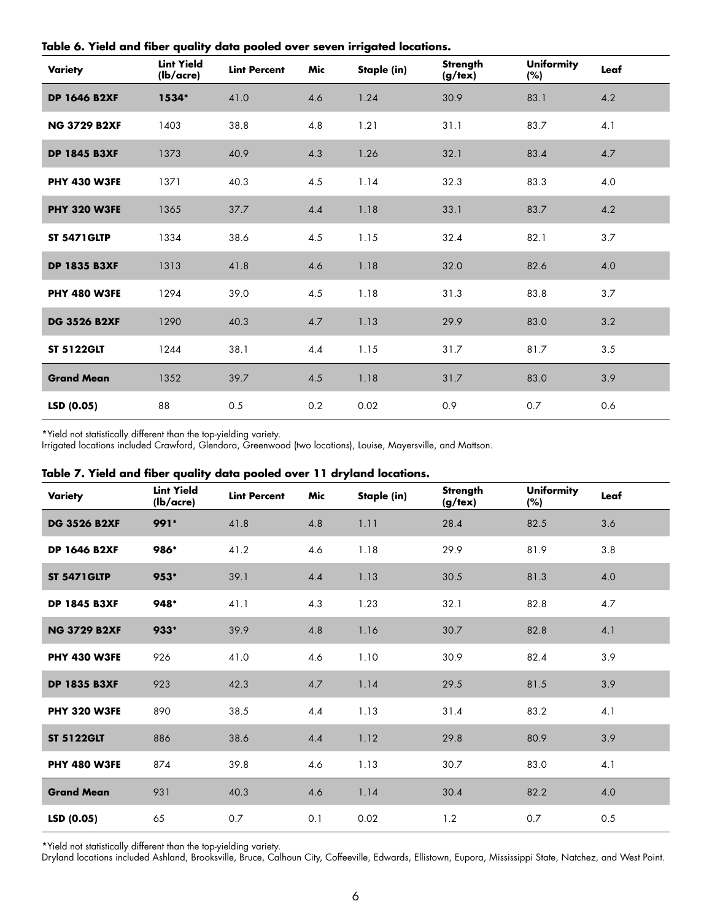**Table 6. Yield and fiber quality data pooled over seven irrigated locations.**

| Variety | Lint Yield (lb/acre) | Lint Percent | Mic | Staple (in) | Strength (g/tex) | Uniformity (%) | Leaf |
|---|---|---|---|---|---|---|---|
| **DP 1646 B2XF** | **1534***| 41.0 | 4.6 | 1.24 | 30.9 | 83.1 | 4.2 |
| **NG 3729 B2XF** | 1403 | 38.8 | 4.8 | 1.21 | 31.1 | 83.7 | 4.1 |
| **DP 1845 B3XF** | 1373 | 40.9 | 4.3 | 1.26 | 32.1 | 83.4 | 4.7 |
| **PHY 430 W3FE** | 1371 | 40.3 | 4.5 | 1.14 | 32.3 | 83.3 | 4.0 |
| **PHY 320 W3FE** | 1365 | 37.7 | 4.4 | 1.18 | 33.1 | 83.7 | 4.2 |
| **ST 5471GLTP** | 1334 | 38.6 | 4.5 | 1.15 | 32.4 | 82.1 | 3.7 |
| **DP 1835 B3XF** | 1313 | 41.8 | 4.6 | 1.18 | 32.0 | 82.6 | 4.0 |
| **PHY 480 W3FE** | 1294 | 39.0 | 4.5 | 1.18 | 31.3 | 83.8 | 3.7 |
| **DG 3526 B2XF** | 1290 | 40.3 | 4.7 | 1.13 | 29.9 | 83.0 | 3.2 |
| **ST 5122GLT** | 1244 | 38.1 | 4.4 | 1.15 | 31.7 | 81.7 | 3.5 |
| **Grand Mean** | 1352 | 39.7 | 4.5 | 1.18 | 31.7 | 83.0 | 3.9 |
| **LSD (0.05)** | 88 | 0.5 | 0.2 | 0.02 | 0.9 | 0.7 | 0.6 |

*Yield not statistically different than the top-yielding variety.
Irrigated locations included Crawford, Glendora, Greenwood (two locations), Louise, Mayersville, and Mattson.

**Table 7. Yield and fiber quality data pooled over 11 dryland locations.**

| Variety | Lint Yield (lb/acre) | Lint Percent | Mic | Staple (in) | Strength (g/tex) | Uniformity (%) | Leaf |
|---|---|---|---|---|---|---|---|
| **DG 3526 B2XF** | **991*** | 41.8 | 4.8 | 1.11 | 28.4 | 82.5 | 3.6 |
| **DP 1646 B2XF** | **986*** | 41.2 | 4.6 | 1.18 | 29.9 | 81.9 | 3.8 |
| **ST 5471GLTP** | **953*** | 39.1 | 4.4 | 1.13 | 30.5 | 81.3 | 4.0 |
| **DP 1845 B3XF** | **948*** | 41.1 | 4.3 | 1.23 | 32.1 | 82.8 | 4.7 |
| **NG 3729 B2XF** | **933*** | 39.9 | 4.8 | 1.16 | 30.7 | 82.8 | 4.1 |
| **PHY 430 W3FE** | 926 | 41.0 | 4.6 | 1.10 | 30.9 | 82.4 | 3.9 |
| **DP 1835 B3XF** | 923 | 42.3 | 4.7 | 1.14 | 29.5 | 81.5 | 3.9 |
| **PHY 320 W3FE** | 890 | 38.5 | 4.4 | 1.13 | 31.4 | 83.2 | 4.1 |
| **ST 5122GLT** | 886 | 38.6 | 4.4 | 1.12 | 29.8 | 80.9 | 3.9 |
| **PHY 480 W3FE** | 874 | 39.8 | 4.6 | 1.13 | 30.7 | 83.0 | 4.1 |
| **Grand Mean** | 931 | 40.3 | 4.6 | 1.14 | 30.4 | 82.2 | 4.0 |
| **LSD (0.05)** | 65 | 0.7 | 0.1 | 0.02 | 1.2 | 0.7 | 0.5 |

*Yield not statistically different than the top-yielding variety.
Dryland locations included Ashland, Brooksville, Bruce, Calhoun City, Coffeeville, Edwards, Ellistown, Eupora, Mississippi State, Natchez, and West Point.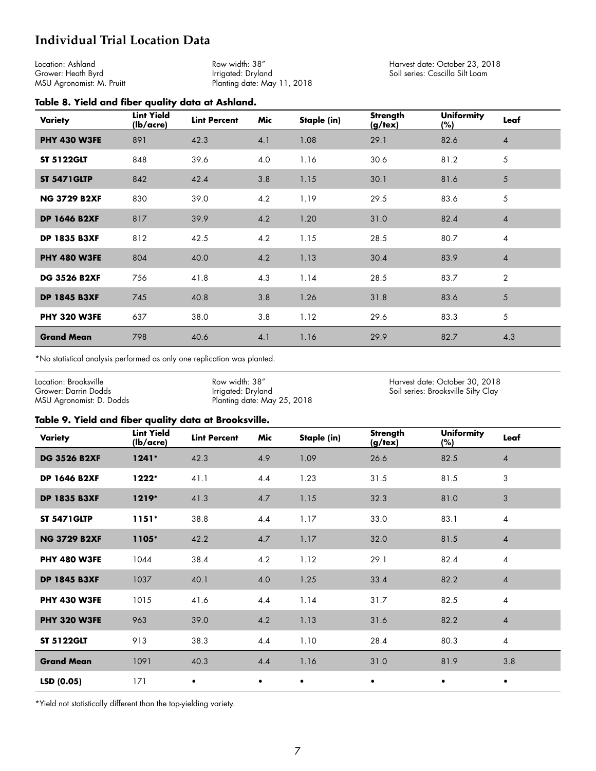## Individual Trial Location Data

Location: Ashland
Grower: Heath Byrd
MSU Agronomist: M. Pruitt

Row width: 38″
Irrigated: Dryland
Planting date: May 11, 2018

Harvest date: October 23, 2018
Soil series: Cascilla Silt Loam

**Table 8. Yield and fiber quality data at Ashland.**

| Variety | Lint Yield (lb/acre) | Lint Percent | Mic | Staple (in) | Strength (g/tex) | Uniformity (%) | Leaf |
|---|---|---|---|---|---|---|---|
| **PHY 430 W3FE** | 891 | 42.3 | 4.1 | 1.08 | 29.1 | 82.6 | 4 |
| **ST 5122GLT** | 848 | 39.6 | 4.0 | 1.16 | 30.6 | 81.2 | 5 |
| **ST 5471GLTP** | 842 | 42.4 | 3.8 | 1.15 | 30.1 | 81.6 | 5 |
| **NG 3729 B2XF** | 830 | 39.0 | 4.2 | 1.19 | 29.5 | 83.6 | 5 |
| **DP 1646 B2XF** | 817 | 39.9 | 4.2 | 1.20 | 31.0 | 82.4 | 4 |
| **DP 1835 B3XF** | 812 | 42.5 | 4.2 | 1.15 | 28.5 | 80.7 | 4 |
| **PHY 480 W3FE** | 804 | 40.0 | 4.2 | 1.13 | 30.4 | 83.9 | 4 |
| **DG 3526 B2XF** | 756 | 41.8 | 4.3 | 1.14 | 28.5 | 83.7 | 2 |
| **DP 1845 B3XF** | 745 | 40.8 | 3.8 | 1.26 | 31.8 | 83.6 | 5 |
| **PHY 320 W3FE** | 637 | 38.0 | 3.8 | 1.12 | 29.6 | 83.3 | 5 |
| **Grand Mean** | 798 | 40.6 | 4.1 | 1.16 | 29.9 | 82.7 | 4.3 |

*No statistical analysis performed as only one replication was planted.

Location: Brooksville
Grower: Darrin Dodds
MSU Agronomist: D. Dodds

Row width: 38″
Irrigated: Dryland
Planting date: May 25, 2018

Harvest date: October 30, 2018
Soil series: Brooksville Silty Clay

**Table 9. Yield and fiber quality data at Brooksville.**

| Variety | Lint Yield (lb/acre) | Lint Percent | Mic | Staple (in) | Strength (g/tex) | Uniformity (%) | Leaf |
|---|---|---|---|---|---|---|---|
| **DG 3526 B2XF** | **1241*** | 42.3 | 4.9 | 1.09 | 26.6 | 82.5 | 4 |
| **DP 1646 B2XF** | **1222*** | 41.1 | 4.4 | 1.23 | 31.5 | 81.5 | 3 |
| **DP 1835 B3XF** | **1219*** | 41.3 | 4.7 | 1.15 | 32.3 | 81.0 | 3 |
| **ST 5471GLTP** | **1151*** | 38.8 | 4.4 | 1.17 | 33.0 | 83.1 | 4 |
| **NG 3729 B2XF** | **1105*** | 42.2 | 4.7 | 1.17 | 32.0 | 81.5 | 4 |
| **PHY 480 W3FE** | 1044 | 38.4 | 4.2 | 1.12 | 29.1 | 82.4 | 4 |
| **DP 1845 B3XF** | 1037 | 40.1 | 4.0 | 1.25 | 33.4 | 82.2 | 4 |
| **PHY 430 W3FE** | 1015 | 41.6 | 4.4 | 1.14 | 31.7 | 82.5 | 4 |
| **PHY 320 W3FE** | 963 | 39.0 | 4.2 | 1.13 | 31.6 | 82.2 | 4 |
| **ST 5122GLT** | 913 | 38.3 | 4.4 | 1.10 | 28.4 | 80.3 | 4 |
| **Grand Mean** | 1091 | 40.3 | 4.4 | 1.16 | 31.0 | 81.9 | 3.8 |
| **LSD (0.05)** | 171 | • | • | • | • | • | • |

*Yield not statistically different than the top-yielding variety.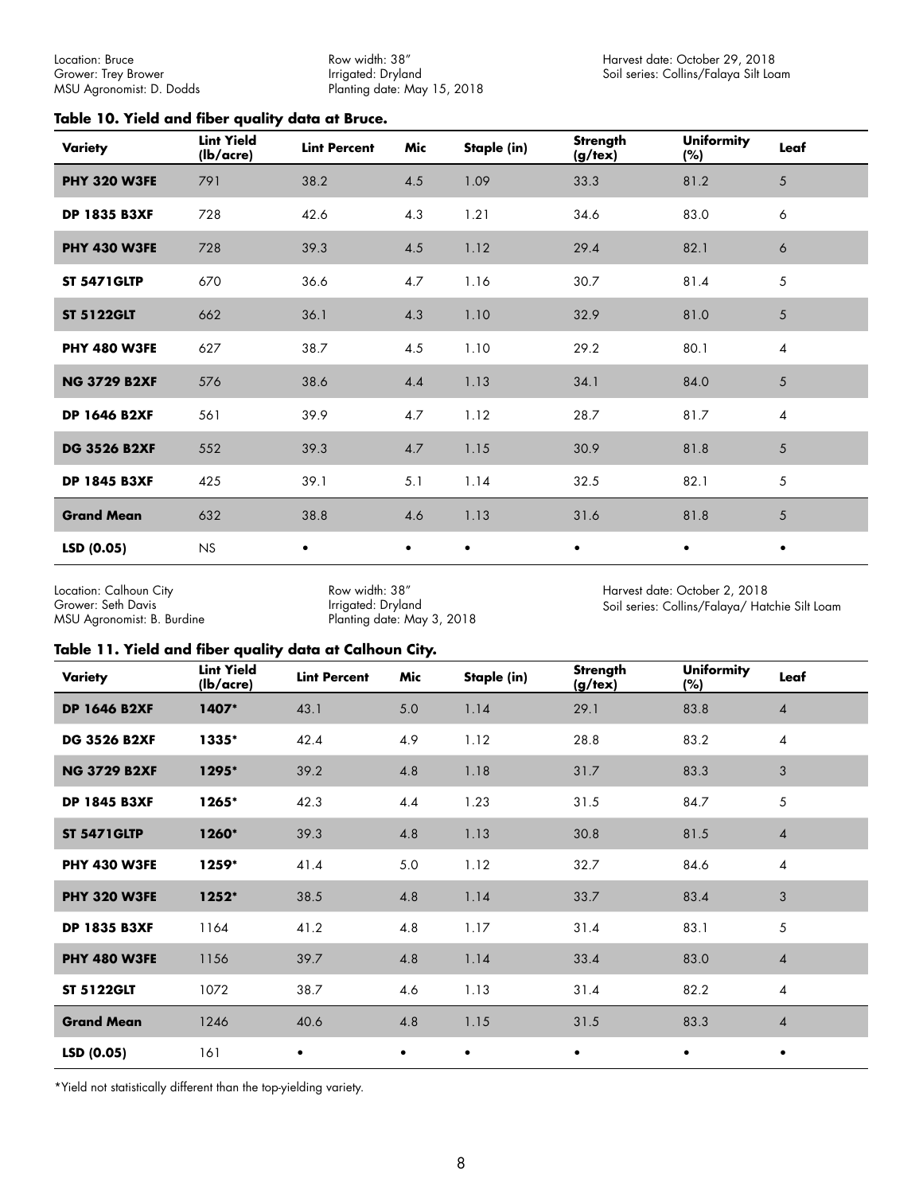Location: Bruce
Grower: Trey Brower
MSU Agronomist: D. Dodds

Row width: 38″
Irrigated: Dryland
Planting date: May 15, 2018

Harvest date: October 29, 2018
Soil series: Collins/Falaya Silt Loam

### Table 10. Yield and fiber quality data at Bruce.

| Variety | Lint Yield (lb/acre) | Lint Percent | Mic | Staple (in) | Strength (g/tex) | Uniformity (%) | Leaf |
|---|---|---|---|---|---|---|---|
| **PHY 320 W3FE** | 791 | 38.2 | 4.5 | 1.09 | 33.3 | 81.2 | 5 |
| **DP 1835 B3XF** | 728 | 42.6 | 4.3 | 1.21 | 34.6 | 83.0 | 6 |
| **PHY 430 W3FE** | 728 | 39.3 | 4.5 | 1.12 | 29.4 | 82.1 | 6 |
| **ST 5471GLTP** | 670 | 36.6 | 4.7 | 1.16 | 30.7 | 81.4 | 5 |
| **ST 5122GLT** | 662 | 36.1 | 4.3 | 1.10 | 32.9 | 81.0 | 5 |
| **PHY 480 W3FE** | 627 | 38.7 | 4.5 | 1.10 | 29.2 | 80.1 | 4 |
| **NG 3729 B2XF** | 576 | 38.6 | 4.4 | 1.13 | 34.1 | 84.0 | 5 |
| **DP 1646 B2XF** | 561 | 39.9 | 4.7 | 1.12 | 28.7 | 81.7 | 4 |
| **DG 3526 B2XF** | 552 | 39.3 | 4.7 | 1.15 | 30.9 | 81.8 | 5 |
| **DP 1845 B3XF** | 425 | 39.1 | 5.1 | 1.14 | 32.5 | 82.1 | 5 |
| **Grand Mean** | 632 | 38.8 | 4.6 | 1.13 | 31.6 | 81.8 | 5 |
| **LSD (0.05)** | NS | • | • | • | • | • | • |

Location: Calhoun City
Grower: Seth Davis
MSU Agronomist: B. Burdine

Row width: 38″
Irrigated: Dryland
Planting date: May 3, 2018

Harvest date: October 2, 2018
Soil series: Collins/Falaya/ Hatchie Silt Loam

### Table 11. Yield and fiber quality data at Calhoun City.

| Variety | Lint Yield (lb/acre) | Lint Percent | Mic | Staple (in) | Strength (g/tex) | Uniformity (%) | Leaf |
|---|---|---|---|---|---|---|---|
| **DP 1646 B2XF** | **1407*** | 43.1 | 5.0 | 1.14 | 29.1 | 83.8 | 4 |
| **DG 3526 B2XF** | **1335*** | 42.4 | 4.9 | 1.12 | 28.8 | 83.2 | 4 |
| **NG 3729 B2XF** | **1295*** | 39.2 | 4.8 | 1.18 | 31.7 | 83.3 | 3 |
| **DP 1845 B3XF** | **1265*** | 42.3 | 4.4 | 1.23 | 31.5 | 84.7 | 5 |
| **ST 5471GLTP** | **1260*** | 39.3 | 4.8 | 1.13 | 30.8 | 81.5 | 4 |
| **PHY 430 W3FE** | **1259*** | 41.4 | 5.0 | 1.12 | 32.7 | 84.6 | 4 |
| **PHY 320 W3FE** | **1252*** | 38.5 | 4.8 | 1.14 | 33.7 | 83.4 | 3 |
| **DP 1835 B3XF** | 1164 | 41.2 | 4.8 | 1.17 | 31.4 | 83.1 | 5 |
| **PHY 480 W3FE** | 1156 | 39.7 | 4.8 | 1.14 | 33.4 | 83.0 | 4 |
| **ST 5122GLT** | 1072 | 38.7 | 4.6 | 1.13 | 31.4 | 82.2 | 4 |
| **Grand Mean** | 1246 | 40.6 | 4.8 | 1.15 | 31.5 | 83.3 | 4 |
| **LSD (0.05)** | 161 | • | • | • | • | • | • |

*Yield not statistically different than the top-yielding variety.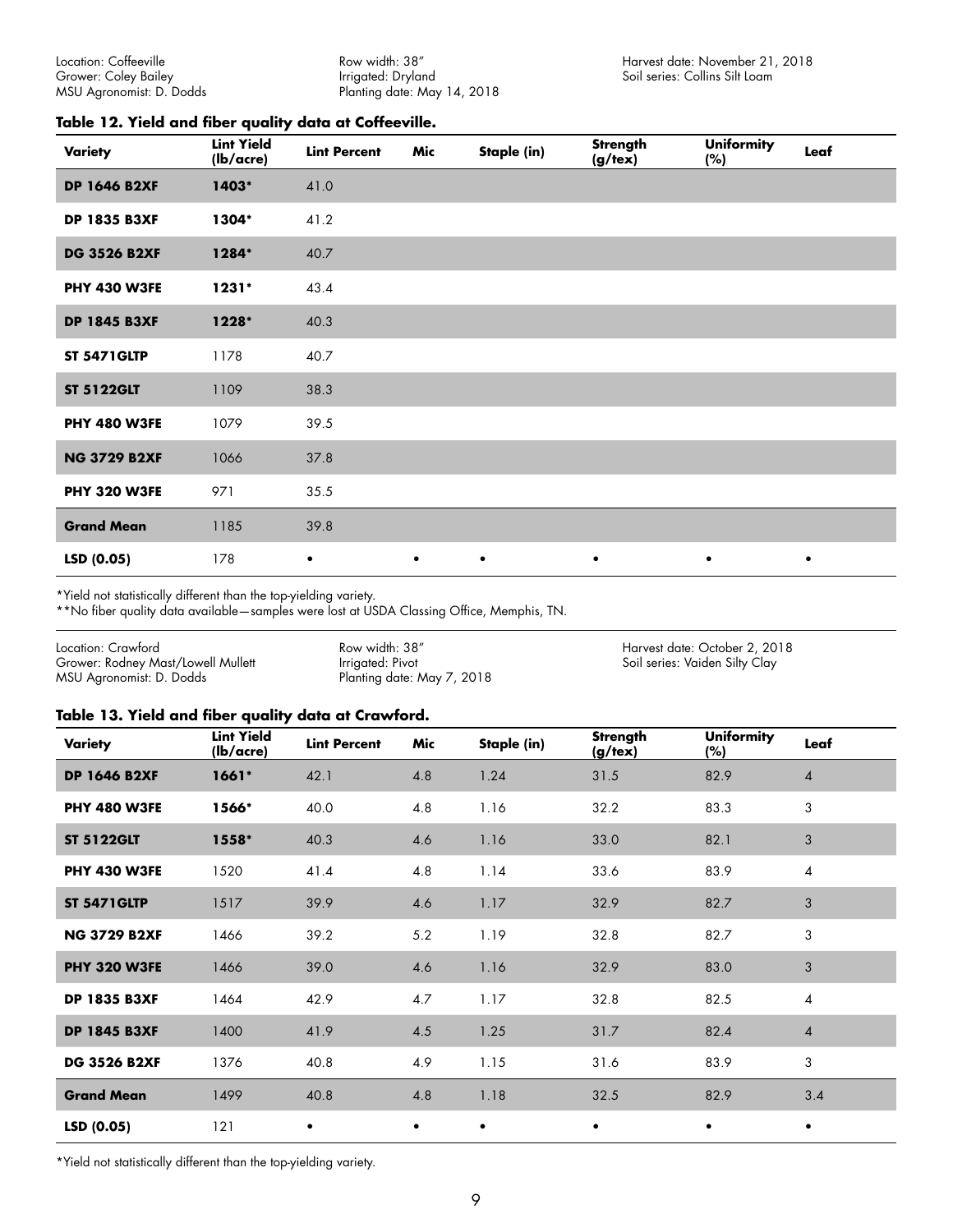Location: Coffeeville
Grower: Coley Bailey
MSU Agronomist: D. Dodds

Row width: 38″
Irrigated: Dryland
Planting date: May 14, 2018

Harvest date: November 21, 2018
Soil series: Collins Silt Loam

**Table 12. Yield and fiber quality data at Coffeeville.**

| Variety | Lint Yield (lb/acre) | Lint Percent | Mic | Staple (in) | Strength (g/tex) | Uniformity (%) | Leaf |
|---|---|---|---|---|---|---|---|
| **DP 1646 B2XF** | **1403*** | 41.0 | | | | | |
| **DP 1835 B3XF** | **1304*** | 41.2 | | | | | |
| **DG 3526 B2XF** | **1284*** | 40.7 | | | | | |
| **PHY 430 W3FE** | **1231*** | 43.4 | | | | | |
| **DP 1845 B3XF** | **1228*** | 40.3 | | | | | |
| **ST 5471GLTP** | 1178 | 40.7 | | | | | |
| **ST 5122GLT** | 1109 | 38.3 | | | | | |
| **PHY 480 W3FE** | 1079 | 39.5 | | | | | |
| **NG 3729 B2XF** | 1066 | 37.8 | | | | | |
| **PHY 320 W3FE** | 971 | 35.5 | | | | | |
| **Grand Mean** | 1185 | 39.8 | | | | | |
| **LSD (0.05)** | 178 | • | • | • | • | • | • |

*Yield not statistically different than the top-yielding variety.
**No fiber quality data available—samples were lost at USDA Classing Office, Memphis, TN.

Location: Crawford
Grower: Rodney Mast/Lowell Mullett
MSU Agronomist: D. Dodds

Row width: 38″
Irrigated: Pivot
Planting date: May 7, 2018

Harvest date: October 2, 2018
Soil series: Vaiden Silty Clay

**Table 13. Yield and fiber quality data at Crawford.**

| Variety | Lint Yield (lb/acre) | Lint Percent | Mic | Staple (in) | Strength (g/tex) | Uniformity (%) | Leaf |
|---|---|---|---|---|---|---|---|
| **DP 1646 B2XF** | **1661*** | 42.1 | 4.8 | 1.24 | 31.5 | 82.9 | 4 |
| **PHY 480 W3FE** | **1566*** | 40.0 | 4.8 | 1.16 | 32.2 | 83.3 | 3 |
| **ST 5122GLT** | **1558*** | 40.3 | 4.6 | 1.16 | 33.0 | 82.1 | 3 |
| **PHY 430 W3FE** | 1520 | 41.4 | 4.8 | 1.14 | 33.6 | 83.9 | 4 |
| **ST 5471GLTP** | 1517 | 39.9 | 4.6 | 1.17 | 32.9 | 82.7 | 3 |
| **NG 3729 B2XF** | 1466 | 39.2 | 5.2 | 1.19 | 32.8 | 82.7 | 3 |
| **PHY 320 W3FE** | 1466 | 39.0 | 4.6 | 1.16 | 32.9 | 83.0 | 3 |
| **DP 1835 B3XF** | 1464 | 42.9 | 4.7 | 1.17 | 32.8 | 82.5 | 4 |
| **DP 1845 B3XF** | 1400 | 41.9 | 4.5 | 1.25 | 31.7 | 82.4 | 4 |
| **DG 3526 B2XF** | 1376 | 40.8 | 4.9 | 1.15 | 31.6 | 83.9 | 3 |
| **Grand Mean** | 1499 | 40.8 | 4.8 | 1.18 | 32.5 | 82.9 | 3.4 |
| **LSD (0.05)** | 121 | • | • | • | • | • | • |

*Yield not statistically different than the top-yielding variety.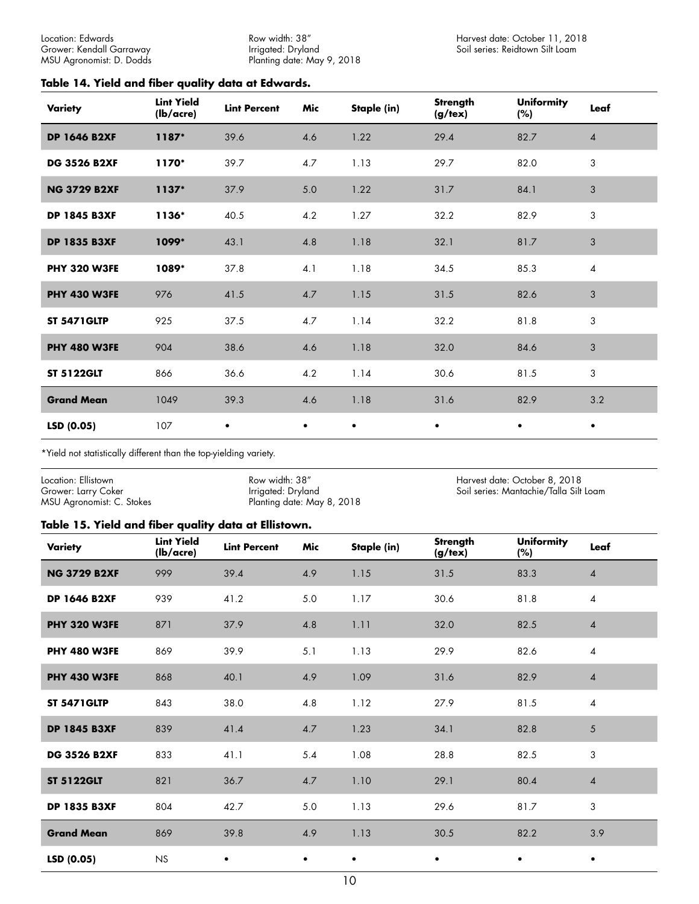Location: Edwards
Grower: Kendall Garraway
MSU Agronomist: D. Dodds

Row width: 38″
Irrigated: Dryland
Planting date: May 9, 2018

Harvest date: October 11, 2018
Soil series: Reidtown Silt Loam

**Table 14. Yield and fiber quality data at Edwards.**

| Variety | Lint Yield (lb/acre) | Lint Percent | Mic | Staple (in) | Strength (g/tex) | Uniformity (%) | Leaf |
|---|---|---|---|---|---|---|---|
| **DP 1646 B2XF** | **1187*** | 39.6 | 4.6 | 1.22 | 29.4 | 82.7 | 4 |
| **DG 3526 B2XF** | **1170*** | 39.7 | 4.7 | 1.13 | 29.7 | 82.0 | 3 |
| **NG 3729 B2XF** | **1137*** | 37.9 | 5.0 | 1.22 | 31.7 | 84.1 | 3 |
| **DP 1845 B3XF** | **1136*** | 40.5 | 4.2 | 1.27 | 32.2 | 82.9 | 3 |
| **DP 1835 B3XF** | **1099*** | 43.1 | 4.8 | 1.18 | 32.1 | 81.7 | 3 |
| **PHY 320 W3FE** | **1089*** | 37.8 | 4.1 | 1.18 | 34.5 | 85.3 | 4 |
| **PHY 430 W3FE** | 976 | 41.5 | 4.7 | 1.15 | 31.5 | 82.6 | 3 |
| **ST 5471GLTP** | 925 | 37.5 | 4.7 | 1.14 | 32.2 | 81.8 | 3 |
| **PHY 480 W3FE** | 904 | 38.6 | 4.6 | 1.18 | 32.0 | 84.6 | 3 |
| **ST 5122GLT** | 866 | 36.6 | 4.2 | 1.14 | 30.6 | 81.5 | 3 |
| **Grand Mean** | 1049 | 39.3 | 4.6 | 1.18 | 31.6 | 82.9 | 3.2 |
| **LSD (0.05)** | 107 | • | • | • | • | • | • |

*Yield not statistically different than the top-yielding variety.

Location: Ellistown
Grower: Larry Coker
MSU Agronomist: C. Stokes

Row width: 38″
Irrigated: Dryland
Planting date: May 8, 2018

Harvest date: October 8, 2018
Soil series: Mantachie/Talla Silt Loam

**Table 15. Yield and fiber quality data at Ellistown.**

| Variety | Lint Yield (lb/acre) | Lint Percent | Mic | Staple (in) | Strength (g/tex) | Uniformity (%) | Leaf |
|---|---|---|---|---|---|---|---|
| **NG 3729 B2XF** | 999 | 39.4 | 4.9 | 1.15 | 31.5 | 83.3 | 4 |
| **DP 1646 B2XF** | 939 | 41.2 | 5.0 | 1.17 | 30.6 | 81.8 | 4 |
| **PHY 320 W3FE** | 871 | 37.9 | 4.8 | 1.11 | 32.0 | 82.5 | 4 |
| **PHY 480 W3FE** | 869 | 39.9 | 5.1 | 1.13 | 29.9 | 82.6 | 4 |
| **PHY 430 W3FE** | 868 | 40.1 | 4.9 | 1.09 | 31.6 | 82.9 | 4 |
| **ST 5471GLTP** | 843 | 38.0 | 4.8 | 1.12 | 27.9 | 81.5 | 4 |
| **DP 1845 B3XF** | 839 | 41.4 | 4.7 | 1.23 | 34.1 | 82.8 | 5 |
| **DG 3526 B2XF** | 833 | 41.1 | 5.4 | 1.08 | 28.8 | 82.5 | 3 |
| **ST 5122GLT** | 821 | 36.7 | 4.7 | 1.10 | 29.1 | 80.4 | 4 |
| **DP 1835 B3XF** | 804 | 42.7 | 5.0 | 1.13 | 29.6 | 81.7 | 3 |
| **Grand Mean** | 869 | 39.8 | 4.9 | 1.13 | 30.5 | 82.2 | 3.9 |
| **LSD (0.05)** | NS | • | • | • | • | • | • |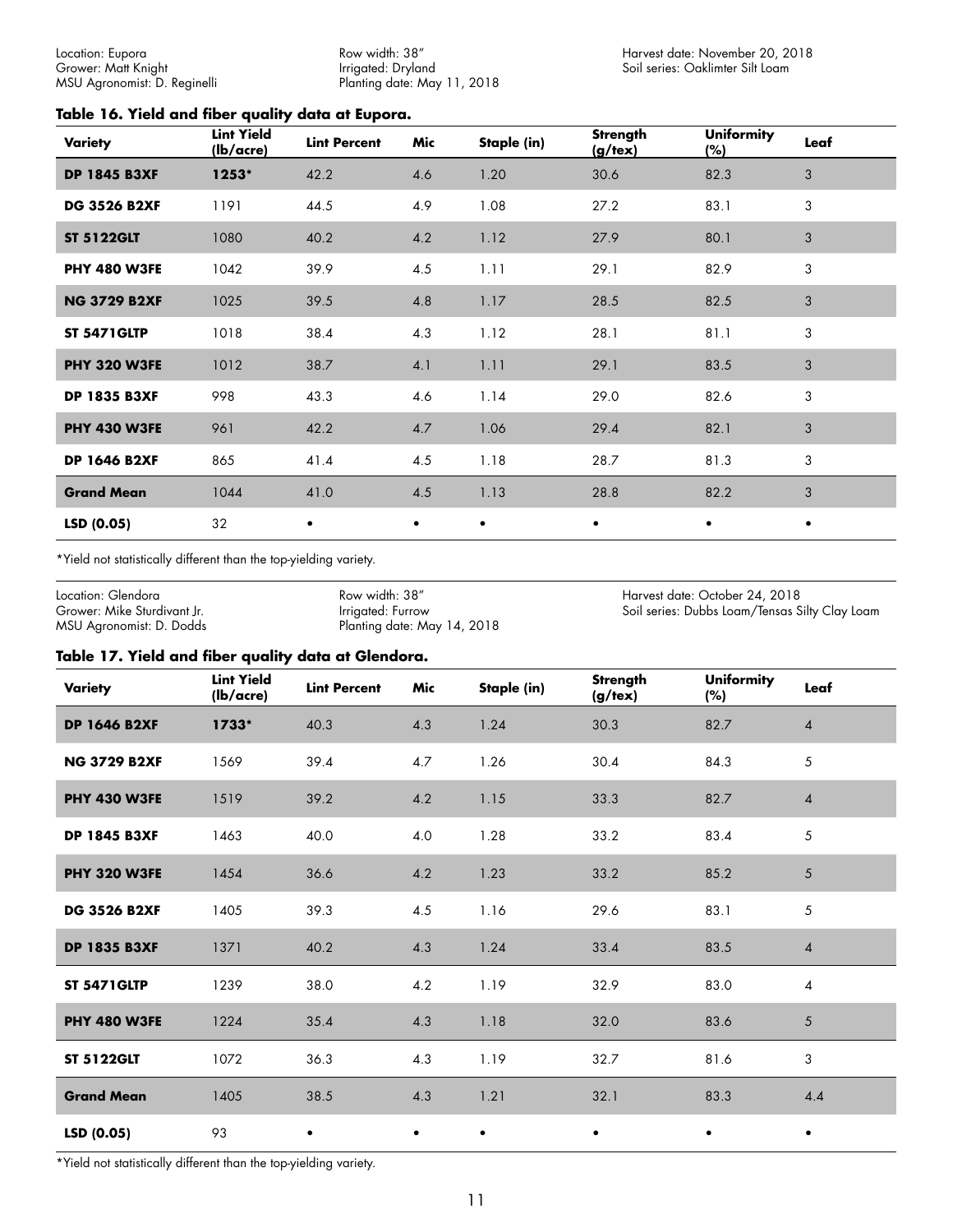Location: Eupora
Grower: Matt Knight
MSU Agronomist: D. Reginelli

Row width: 38″
Irrigated: Dryland
Planting date: May 11, 2018

Harvest date: November 20, 2018
Soil series: Oaklimter Silt Loam

### Table 16. Yield and fiber quality data at Eupora.

| Variety | Lint Yield (lb/acre) | Lint Percent | Mic | Staple (in) | Strength (g/tex) | Uniformity (%) | Leaf |
|---|---|---|---|---|---|---|---|
| **DP 1845 B3XF** | **1253*** | 42.2 | 4.6 | 1.20 | 30.6 | 82.3 | 3 |
| **DG 3526 B2XF** | 1191 | 44.5 | 4.9 | 1.08 | 27.2 | 83.1 | 3 |
| **ST 5122GLT** | 1080 | 40.2 | 4.2 | 1.12 | 27.9 | 80.1 | 3 |
| **PHY 480 W3FE** | 1042 | 39.9 | 4.5 | 1.11 | 29.1 | 82.9 | 3 |
| **NG 3729 B2XF** | 1025 | 39.5 | 4.8 | 1.17 | 28.5 | 82.5 | 3 |
| **ST 5471GLTP** | 1018 | 38.4 | 4.3 | 1.12 | 28.1 | 81.1 | 3 |
| **PHY 320 W3FE** | 1012 | 38.7 | 4.1 | 1.11 | 29.1 | 83.5 | 3 |
| **DP 1835 B3XF** | 998 | 43.3 | 4.6 | 1.14 | 29.0 | 82.6 | 3 |
| **PHY 430 W3FE** | 961 | 42.2 | 4.7 | 1.06 | 29.4 | 82.1 | 3 |
| **DP 1646 B2XF** | 865 | 41.4 | 4.5 | 1.18 | 28.7 | 81.3 | 3 |
| **Grand Mean** | 1044 | 41.0 | 4.5 | 1.13 | 28.8 | 82.2 | 3 |
| **LSD (0.05)** | 32 | • | • | • | • | • | • |

*Yield not statistically different than the top-yielding variety.

Location: Glendora
Grower: Mike Sturdivant Jr.
MSU Agronomist: D. Dodds

Row width: 38″
Irrigated: Furrow
Planting date: May 14, 2018

Harvest date: October 24, 2018
Soil series: Dubbs Loam/Tensas Silty Clay Loam

### Table 17. Yield and fiber quality data at Glendora.

| Variety | Lint Yield (lb/acre) | Lint Percent | Mic | Staple (in) | Strength (g/tex) | Uniformity (%) | Leaf |
|---|---|---|---|---|---|---|---|
| **DP 1646 B2XF** | **1733*** | 40.3 | 4.3 | 1.24 | 30.3 | 82.7 | 4 |
| **NG 3729 B2XF** | 1569 | 39.4 | 4.7 | 1.26 | 30.4 | 84.3 | 5 |
| **PHY 430 W3FE** | 1519 | 39.2 | 4.2 | 1.15 | 33.3 | 82.7 | 4 |
| **DP 1845 B3XF** | 1463 | 40.0 | 4.0 | 1.28 | 33.2 | 83.4 | 5 |
| **PHY 320 W3FE** | 1454 | 36.6 | 4.2 | 1.23 | 33.2 | 85.2 | 5 |
| **DG 3526 B2XF** | 1405 | 39.3 | 4.5 | 1.16 | 29.6 | 83.1 | 5 |
| **DP 1835 B3XF** | 1371 | 40.2 | 4.3 | 1.24 | 33.4 | 83.5 | 4 |
| **ST 5471GLTP** | 1239 | 38.0 | 4.2 | 1.19 | 32.9 | 83.0 | 4 |
| **PHY 480 W3FE** | 1224 | 35.4 | 4.3 | 1.18 | 32.0 | 83.6 | 5 |
| **ST 5122GLT** | 1072 | 36.3 | 4.3 | 1.19 | 32.7 | 81.6 | 3 |
| **Grand Mean** | 1405 | 38.5 | 4.3 | 1.21 | 32.1 | 83.3 | 4.4 |
| **LSD (0.05)** | 93 | • | • | • | • | • | • |

*Yield not statistically different than the top-yielding variety.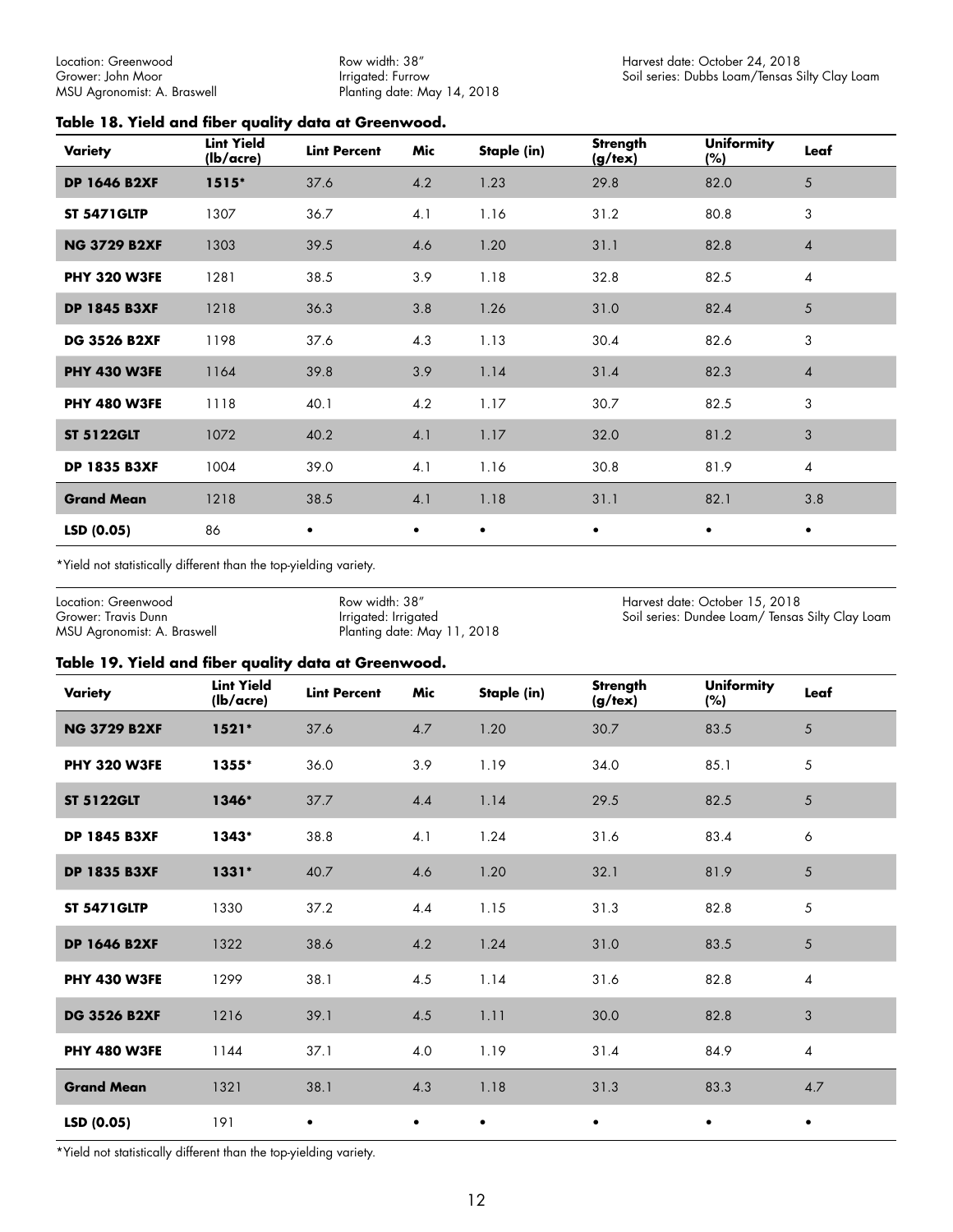Location: Greenwood
Grower: John Moor
MSU Agronomist: A. Braswell

Row width: 38″
Irrigated: Furrow
Planting date: May 14, 2018

Harvest date: October 24, 2018
Soil series: Dubbs Loam/Tensas Silty Clay Loam

### Table 18. Yield and fiber quality data at Greenwood.

| Variety | Lint Yield (lb/acre) | Lint Percent | Mic | Staple (in) | Strength (g/tex) | Uniformity (%) | Leaf |
|---|---|---|---|---|---|---|---|
| **DP 1646 B2XF** | **1515*** | 37.6 | 4.2 | 1.23 | 29.8 | 82.0 | 5 |
| **ST 5471GLTP** | 1307 | 36.7 | 4.1 | 1.16 | 31.2 | 80.8 | 3 |
| **NG 3729 B2XF** | 1303 | 39.5 | 4.6 | 1.20 | 31.1 | 82.8 | 4 |
| **PHY 320 W3FE** | 1281 | 38.5 | 3.9 | 1.18 | 32.8 | 82.5 | 4 |
| **DP 1845 B3XF** | 1218 | 36.3 | 3.8 | 1.26 | 31.0 | 82.4 | 5 |
| **DG 3526 B2XF** | 1198 | 37.6 | 4.3 | 1.13 | 30.4 | 82.6 | 3 |
| **PHY 430 W3FE** | 1164 | 39.8 | 3.9 | 1.14 | 31.4 | 82.3 | 4 |
| **PHY 480 W3FE** | 1118 | 40.1 | 4.2 | 1.17 | 30.7 | 82.5 | 3 |
| **ST 5122GLT** | 1072 | 40.2 | 4.1 | 1.17 | 32.0 | 81.2 | 3 |
| **DP 1835 B3XF** | 1004 | 39.0 | 4.1 | 1.16 | 30.8 | 81.9 | 4 |
| **Grand Mean** | 1218 | 38.5 | 4.1 | 1.18 | 31.1 | 82.1 | 3.8 |
| **LSD (0.05)** | 86 | • | • | • | • | • | • |

*Yield not statistically different than the top-yielding variety.

Location: Greenwood
Grower: Travis Dunn
MSU Agronomist: A. Braswell

Row width: 38″
Irrigated: Irrigated
Planting date: May 11, 2018

Harvest date: October 15, 2018
Soil series: Dundee Loam/ Tensas Silty Clay Loam

### Table 19. Yield and fiber quality data at Greenwood.

| Variety | Lint Yield (lb/acre) | Lint Percent | Mic | Staple (in) | Strength (g/tex) | Uniformity (%) | Leaf |
|---|---|---|---|---|---|---|---|
| **NG 3729 B2XF** | **1521*** | 37.6 | 4.7 | 1.20 | 30.7 | 83.5 | 5 |
| **PHY 320 W3FE** | **1355*** | 36.0 | 3.9 | 1.19 | 34.0 | 85.1 | 5 |
| **ST 5122GLT** | **1346*** | 37.7 | 4.4 | 1.14 | 29.5 | 82.5 | 5 |
| **DP 1845 B3XF** | **1343*** | 38.8 | 4.1 | 1.24 | 31.6 | 83.4 | 6 |
| **DP 1835 B3XF** | **1331*** | 40.7 | 4.6 | 1.20 | 32.1 | 81.9 | 5 |
| **ST 5471GLTP** | 1330 | 37.2 | 4.4 | 1.15 | 31.3 | 82.8 | 5 |
| **DP 1646 B2XF** | 1322 | 38.6 | 4.2 | 1.24 | 31.0 | 83.5 | 5 |
| **PHY 430 W3FE** | 1299 | 38.1 | 4.5 | 1.14 | 31.6 | 82.8 | 4 |
| **DG 3526 B2XF** | 1216 | 39.1 | 4.5 | 1.11 | 30.0 | 82.8 | 3 |
| **PHY 480 W3FE** | 1144 | 37.1 | 4.0 | 1.19 | 31.4 | 84.9 | 4 |
| **Grand Mean** | 1321 | 38.1 | 4.3 | 1.18 | 31.3 | 83.3 | 4.7 |
| **LSD (0.05)** | 191 | • | • | • | • | • | • |

*Yield not statistically different than the top-yielding variety.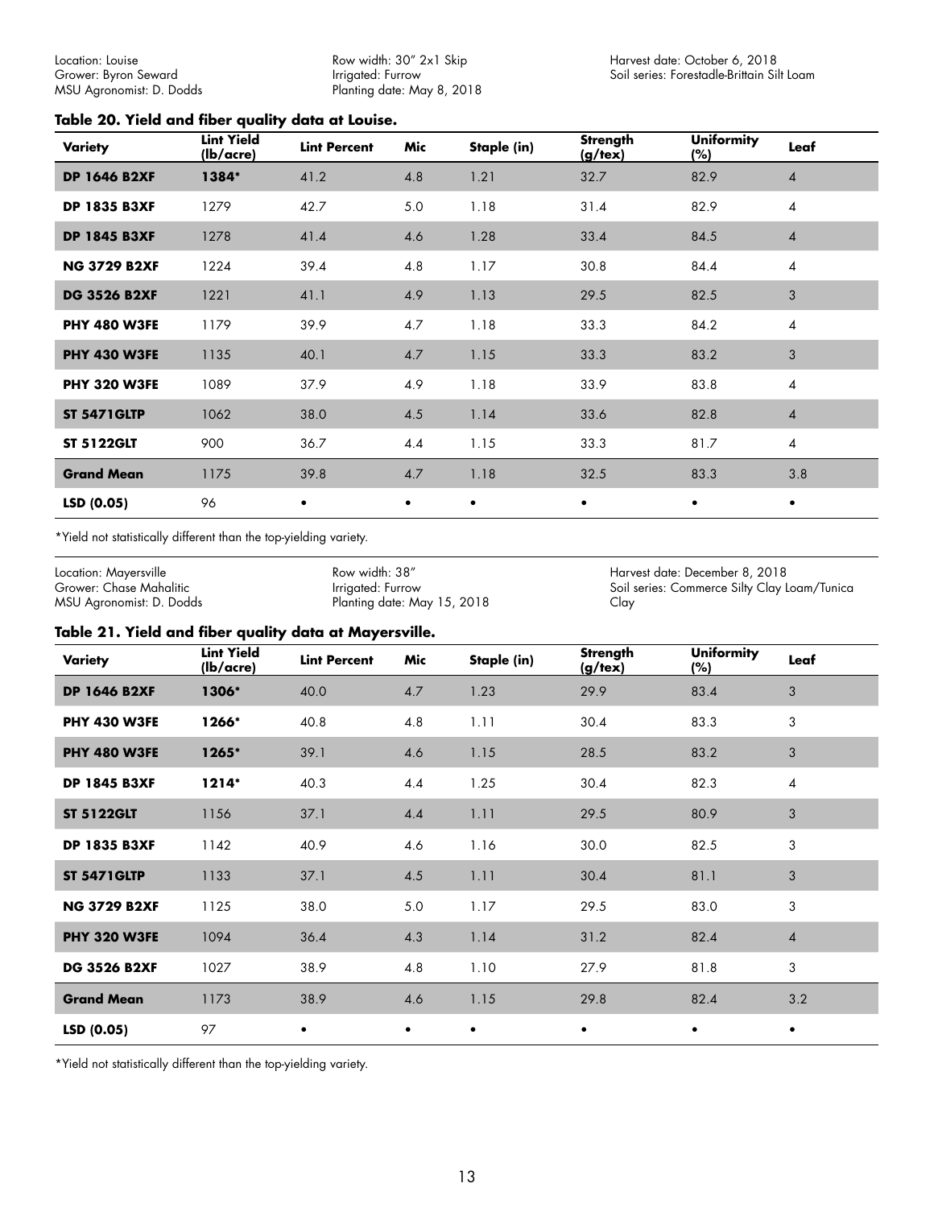Location: Louise
Grower: Byron Seward
MSU Agronomist: D. Dodds

Row width: 30″ 2x1 Skip
Irrigated: Furrow
Planting date: May 8, 2018

Harvest date: October 6, 2018
Soil series: Forestadle-Brittain Silt Loam

### Table 20. Yield and fiber quality data at Louise.

| Variety | Lint Yield (lb/acre) | Lint Percent | Mic | Staple (in) | Strength (g/tex) | Uniformity (%) | Leaf |
|---|---|---|---|---|---|---|---|
| **DP 1646 B2XF** | **1384*** | 41.2 | 4.8 | 1.21 | 32.7 | 82.9 | 4 |
| **DP 1835 B3XF** | 1279 | 42.7 | 5.0 | 1.18 | 31.4 | 82.9 | 4 |
| **DP 1845 B3XF** | 1278 | 41.4 | 4.6 | 1.28 | 33.4 | 84.5 | 4 |
| **NG 3729 B2XF** | 1224 | 39.4 | 4.8 | 1.17 | 30.8 | 84.4 | 4 |
| **DG 3526 B2XF** | 1221 | 41.1 | 4.9 | 1.13 | 29.5 | 82.5 | 3 |
| **PHY 480 W3FE** | 1179 | 39.9 | 4.7 | 1.18 | 33.3 | 84.2 | 4 |
| **PHY 430 W3FE** | 1135 | 40.1 | 4.7 | 1.15 | 33.3 | 83.2 | 3 |
| **PHY 320 W3FE** | 1089 | 37.9 | 4.9 | 1.18 | 33.9 | 83.8 | 4 |
| **ST 5471GLTP** | 1062 | 38.0 | 4.5 | 1.14 | 33.6 | 82.8 | 4 |
| **ST 5122GLT** | 900 | 36.7 | 4.4 | 1.15 | 33.3 | 81.7 | 4 |
| **Grand Mean** | 1175 | 39.8 | 4.7 | 1.18 | 32.5 | 83.3 | 3.8 |
| **LSD (0.05)** | 96 | • | • | • | • | • | • |

*Yield not statistically different than the top-yielding variety.

Location: Mayersville
Grower: Chase Mahalitic
MSU Agronomist: D. Dodds

Row width: 38″
Irrigated: Furrow
Planting date: May 15, 2018

Harvest date: December 8, 2018
Soil series: Commerce Silty Clay Loam/Tunica Clay

### Table 21. Yield and fiber quality data at Mayersville.

| Variety | Lint Yield (lb/acre) | Lint Percent | Mic | Staple (in) | Strength (g/tex) | Uniformity (%) | Leaf |
|---|---|---|---|---|---|---|---|
| **DP 1646 B2XF** | **1306*** | 40.0 | 4.7 | 1.23 | 29.9 | 83.4 | 3 |
| **PHY 430 W3FE** | **1266*** | 40.8 | 4.8 | 1.11 | 30.4 | 83.3 | 3 |
| **PHY 480 W3FE** | **1265*** | 39.1 | 4.6 | 1.15 | 28.5 | 83.2 | 3 |
| **DP 1845 B3XF** | **1214*** | 40.3 | 4.4 | 1.25 | 30.4 | 82.3 | 4 |
| **ST 5122GLT** | 1156 | 37.1 | 4.4 | 1.11 | 29.5 | 80.9 | 3 |
| **DP 1835 B3XF** | 1142 | 40.9 | 4.6 | 1.16 | 30.0 | 82.5 | 3 |
| **ST 5471GLTP** | 1133 | 37.1 | 4.5 | 1.11 | 30.4 | 81.1 | 3 |
| **NG 3729 B2XF** | 1125 | 38.0 | 5.0 | 1.17 | 29.5 | 83.0 | 3 |
| **PHY 320 W3FE** | 1094 | 36.4 | 4.3 | 1.14 | 31.2 | 82.4 | 4 |
| **DG 3526 B2XF** | 1027 | 38.9 | 4.8 | 1.10 | 27.9 | 81.8 | 3 |
| **Grand Mean** | 1173 | 38.9 | 4.6 | 1.15 | 29.8 | 82.4 | 3.2 |
| **LSD (0.05)** | 97 | • | • | • | • | • | • |

*Yield not statistically different than the top-yielding variety.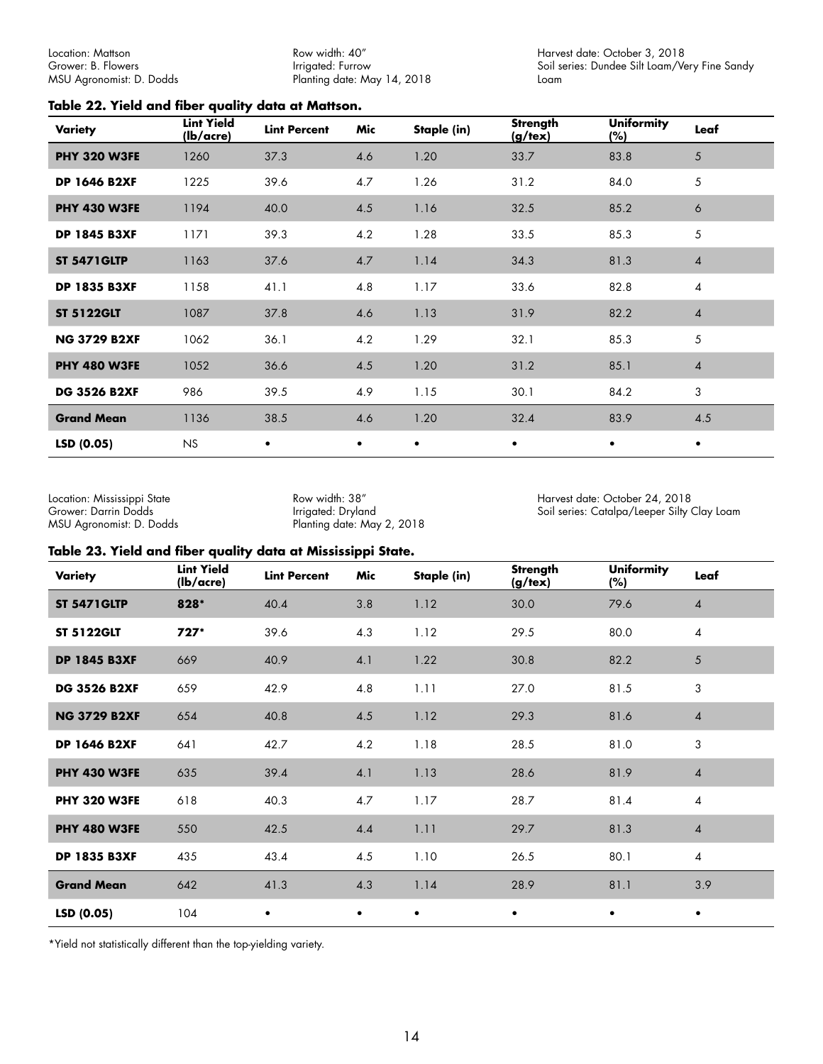Location: Mattson
Grower: B. Flowers
MSU Agronomist: D. Dodds

Row width: 40″
Irrigated: Furrow
Planting date: May 14, 2018

Harvest date: October 3, 2018
Soil series: Dundee Silt Loam/Very Fine Sandy Loam

### Table 22. Yield and fiber quality data at Mattson.

| Variety | Lint Yield (lb/acre) | Lint Percent | Mic | Staple (in) | Strength (g/tex) | Uniformity (%) | Leaf |
|---|---|---|---|---|---|---|---|
| **PHY 320 W3FE** | 1260 | 37.3 | 4.6 | 1.20 | 33.7 | 83.8 | 5 |
| **DP 1646 B2XF** | 1225 | 39.6 | 4.7 | 1.26 | 31.2 | 84.0 | 5 |
| **PHY 430 W3FE** | 1194 | 40.0 | 4.5 | 1.16 | 32.5 | 85.2 | 6 |
| **DP 1845 B3XF** | 1171 | 39.3 | 4.2 | 1.28 | 33.5 | 85.3 | 5 |
| **ST 5471GLTP** | 1163 | 37.6 | 4.7 | 1.14 | 34.3 | 81.3 | 4 |
| **DP 1835 B3XF** | 1158 | 41.1 | 4.8 | 1.17 | 33.6 | 82.8 | 4 |
| **ST 5122GLT** | 1087 | 37.8 | 4.6 | 1.13 | 31.9 | 82.2 | 4 |
| **NG 3729 B2XF** | 1062 | 36.1 | 4.2 | 1.29 | 32.1 | 85.3 | 5 |
| **PHY 480 W3FE** | 1052 | 36.6 | 4.5 | 1.20 | 31.2 | 85.1 | 4 |
| **DG 3526 B2XF** | 986 | 39.5 | 4.9 | 1.15 | 30.1 | 84.2 | 3 |
| **Grand Mean** | 1136 | 38.5 | 4.6 | 1.20 | 32.4 | 83.9 | 4.5 |
| **LSD (0.05)** | NS | • | • | • | • | • | • |

Location: Mississippi State
Grower: Darrin Dodds
MSU Agronomist: D. Dodds

Row width: 38″
Irrigated: Dryland
Planting date: May 2, 2018

Harvest date: October 24, 2018
Soil series: Catalpa/Leeper Silty Clay Loam

### Table 23. Yield and fiber quality data at Mississippi State.

| Variety | Lint Yield (lb/acre) | Lint Percent | Mic | Staple (in) | Strength (g/tex) | Uniformity (%) | Leaf |
|---|---|---|---|---|---|---|---|
| **ST 5471GLTP** | **828*** | 40.4 | 3.8 | 1.12 | 30.0 | 79.6 | 4 |
| **ST 5122GLT** | **727*** | 39.6 | 4.3 | 1.12 | 29.5 | 80.0 | 4 |
| **DP 1845 B3XF** | 669 | 40.9 | 4.1 | 1.22 | 30.8 | 82.2 | 5 |
| **DG 3526 B2XF** | 659 | 42.9 | 4.8 | 1.11 | 27.0 | 81.5 | 3 |
| **NG 3729 B2XF** | 654 | 40.8 | 4.5 | 1.12 | 29.3 | 81.6 | 4 |
| **DP 1646 B2XF** | 641 | 42.7 | 4.2 | 1.18 | 28.5 | 81.0 | 3 |
| **PHY 430 W3FE** | 635 | 39.4 | 4.1 | 1.13 | 28.6 | 81.9 | 4 |
| **PHY 320 W3FE** | 618 | 40.3 | 4.7 | 1.17 | 28.7 | 81.4 | 4 |
| **PHY 480 W3FE** | 550 | 42.5 | 4.4 | 1.11 | 29.7 | 81.3 | 4 |
| **DP 1835 B3XF** | 435 | 43.4 | 4.5 | 1.10 | 26.5 | 80.1 | 4 |
| **Grand Mean** | 642 | 41.3 | 4.3 | 1.14 | 28.9 | 81.1 | 3.9 |
| **LSD (0.05)** | 104 | • | • | • | • | • | • |

*Yield not statistically different than the top-yielding variety.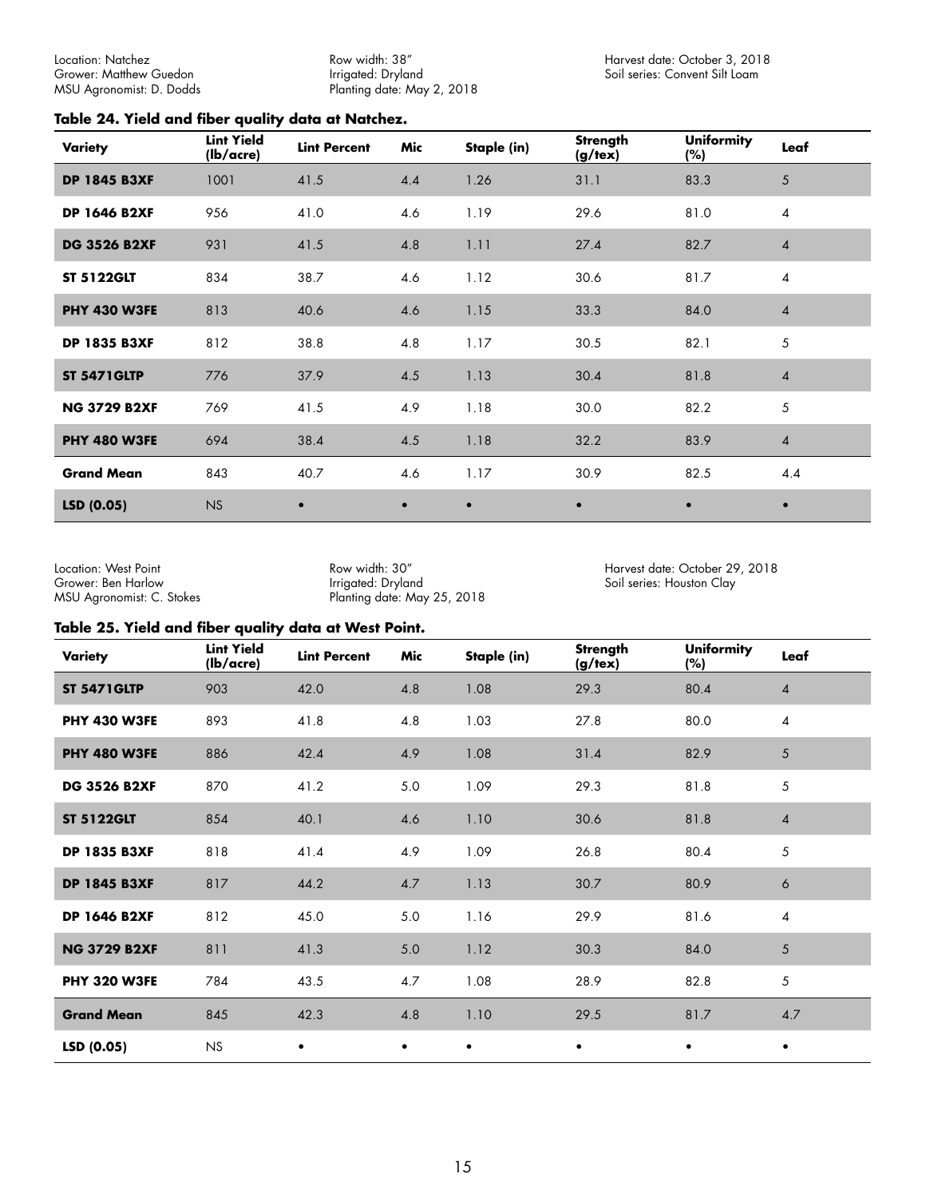Location: Natchez
Grower: Matthew Guedon
MSU Agronomist: D. Dodds

Row width: 38"
Irrigated: Dryland
Planting date: May 2, 2018

Harvest date: October 3, 2018
Soil series: Convent Silt Loam

### Table 24. Yield and fiber quality data at Natchez.

| Variety | Lint Yield (lb/acre) | Lint Percent | Mic | Staple (in) | Strength (g/tex) | Uniformity (%) | Leaf |
|---|---|---|---|---|---|---|---|
| **DP 1845 B3XF** | 1001 | 41.5 | 4.4 | 1.26 | 31.1 | 83.3 | 5 |
| **DP 1646 B2XF** | 956 | 41.0 | 4.6 | 1.19 | 29.6 | 81.0 | 4 |
| **DG 3526 B2XF** | 931 | 41.5 | 4.8 | 1.11 | 27.4 | 82.7 | 4 |
| **ST 5122GLT** | 834 | 38.7 | 4.6 | 1.12 | 30.6 | 81.7 | 4 |
| **PHY 430 W3FE** | 813 | 40.6 | 4.6 | 1.15 | 33.3 | 84.0 | 4 |
| **DP 1835 B3XF** | 812 | 38.8 | 4.8 | 1.17 | 30.5 | 82.1 | 5 |
| **ST 5471GLTP** | 776 | 37.9 | 4.5 | 1.13 | 30.4 | 81.8 | 4 |
| **NG 3729 B2XF** | 769 | 41.5 | 4.9 | 1.18 | 30.0 | 82.2 | 5 |
| **PHY 480 W3FE** | 694 | 38.4 | 4.5 | 1.18 | 32.2 | 83.9 | 4 |
| **Grand Mean** | 843 | 40.7 | 4.6 | 1.17 | 30.9 | 82.5 | 4.4 |
| **LSD (0.05)** | NS | • | • | • | • | • | • |

Location: West Point
Grower: Ben Harlow
MSU Agronomist: C. Stokes

Row width: 30"
Irrigated: Dryland
Planting date: May 25, 2018

Harvest date: October 29, 2018
Soil series: Houston Clay

### Table 25. Yield and fiber quality data at West Point.

| Variety | Lint Yield (lb/acre) | Lint Percent | Mic | Staple (in) | Strength (g/tex) | Uniformity (%) | Leaf |
|---|---|---|---|---|---|---|---|
| **ST 5471GLTP** | 903 | 42.0 | 4.8 | 1.08 | 29.3 | 80.4 | 4 |
| **PHY 430 W3FE** | 893 | 41.8 | 4.8 | 1.03 | 27.8 | 80.0 | 4 |
| **PHY 480 W3FE** | 886 | 42.4 | 4.9 | 1.08 | 31.4 | 82.9 | 5 |
| **DG 3526 B2XF** | 870 | 41.2 | 5.0 | 1.09 | 29.3 | 81.8 | 5 |
| **ST 5122GLT** | 854 | 40.1 | 4.6 | 1.10 | 30.6 | 81.8 | 4 |
| **DP 1835 B3XF** | 818 | 41.4 | 4.9 | 1.09 | 26.8 | 80.4 | 5 |
| **DP 1845 B3XF** | 817 | 44.2 | 4.7 | 1.13 | 30.7 | 80.9 | 6 |
| **DP 1646 B2XF** | 812 | 45.0 | 5.0 | 1.16 | 29.9 | 81.6 | 4 |
| **NG 3729 B2XF** | 811 | 41.3 | 5.0 | 1.12 | 30.3 | 84.0 | 5 |
| **PHY 320 W3FE** | 784 | 43.5 | 4.7 | 1.08 | 28.9 | 82.8 | 5 |
| **Grand Mean** | 845 | 42.3 | 4.8 | 1.10 | 29.5 | 81.7 | 4.7 |
| **LSD (0.05)** | NS | • | • | • | • | • | • |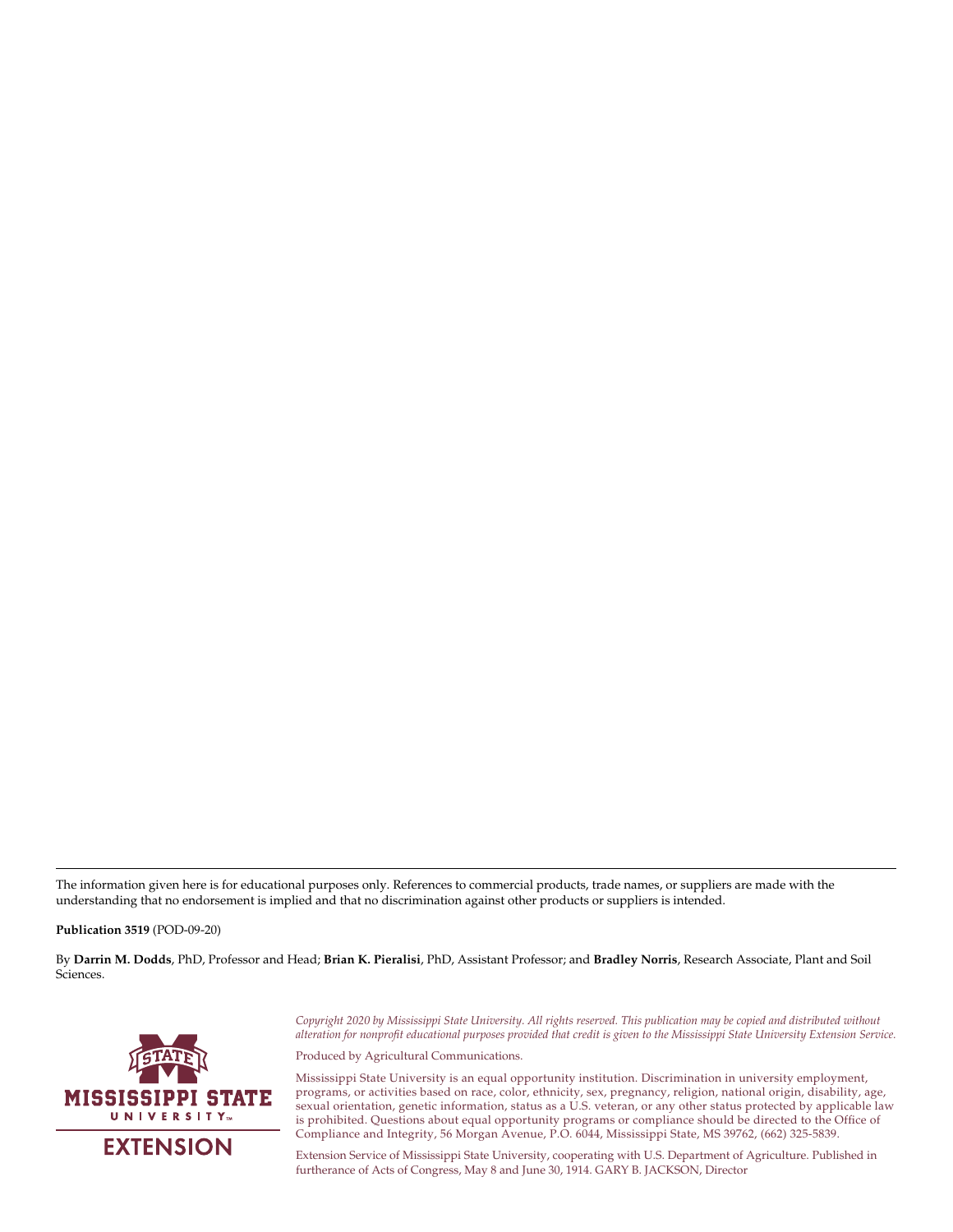The information given here is for educational purposes only. References to commercial products, trade names, or suppliers are made with the understanding that no endorsement is implied and that no discrimination against other products or suppliers is intended.

**Publication 3519** (POD-09-20)

By **Darrin M. Dodds**, PhD, Professor and Head; **Brian K. Pieralisi**, PhD, Assistant Professor; and **Bradley Norris**, Research Associate, Plant and Soil Sciences.

*Copyright 2020 by Mississippi State University. All rights reserved. This publication may be copied and distributed without alteration for nonprofit educational purposes provided that credit is given to the Mississippi State University Extension Service.*

Produced by Agricultural Communications.

Mississippi State University is an equal opportunity institution. Discrimination in university employment, programs, or activities based on race, color, ethnicity, sex, pregnancy, religion, national origin, disability, age, sexual orientation, genetic information, status as a U.S. veteran, or any other status protected by applicable law is prohibited. Questions about equal opportunity programs or compliance should be directed to the Office of Compliance and Integrity, 56 Morgan Avenue, P.O. 6044, Mississippi State, MS 39762, (662) 325-5839.

Extension Service of Mississippi State University, cooperating with U.S. Department of Agriculture. Published in furtherance of Acts of Congress, May 8 and June 30, 1914. GARY B. JACKSON, Director